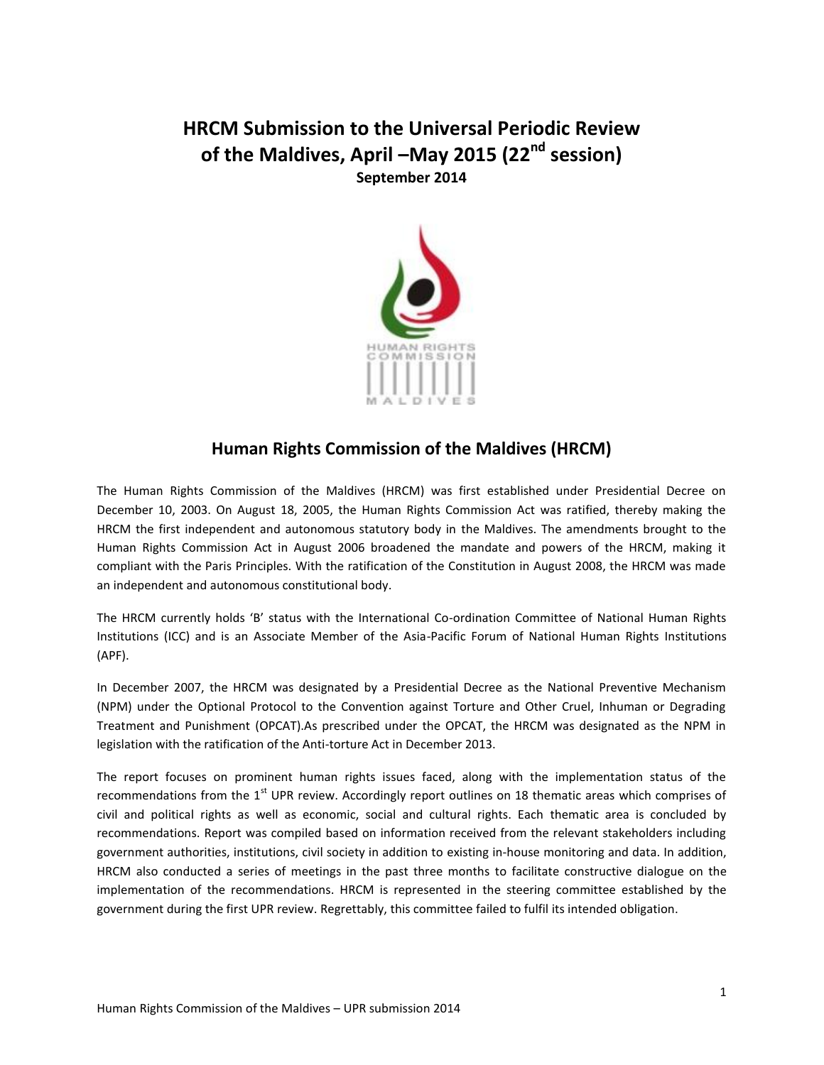# HRCM Submission to the Universal Periodic Review of the Maldives, April –May 2015 (22nd session)

**September 2014**

## Human Rights Commission of the Maldives (HRCM)

The Human Rights Commission of the Maldives (HRCM) was first established under Presidential Decree on December 10, 2003. On August 18, 2005, the Human Rights Commission Act was ratified, thereby making the HRCM the first independent and autonomous statutory body in the Maldives. The amendments brought to the Human Rights Commission Act in August 2006 broadened the mandate and powers of the HRCM, making it compliant with the Paris Principles. With the ratification of the Constitution in August 2008, the HRCM was made an independent and autonomous constitutional body.

The HRCM currently holds 'B' status with the International Co-ordination Committee of National Human Rights Institutions (ICC) and is an Associate Member of the Asia-Pacific Forum of National Human Rights Institutions (APF).

In December 2007, the HRCM was designated by a Presidential Decree as the National Preventive Mechanism (NPM) under the Optional Protocol to the Convention against Torture and Other Cruel, Inhuman or Degrading Treatment and Punishment (OPCAT).As prescribed under the OPCAT, the HRCM was designated as the NPM in legislation with the ratification of the Anti-torture Act in December 2013.

The report focuses on prominent human rights issues faced, along with the implementation status of the recommendations from the 1st UPR review. Accordingly report outlines on 18 thematic areas which comprises of civil and political rights as well as economic, social and cultural rights. Each thematic area is concluded by recommendations. Report was compiled based on information received from the relevant stakeholders including government authorities, institutions, civil society in addition to existing in-house monitoring and data. In addition, HRCM also conducted a series of meetings in the past three months to facilitate constructive dialogue on the implementation of the recommendations. HRCM is represented in the steering committee established by the government during the first UPR review. Regrettably, this committee failed to fulfil its intended obligation.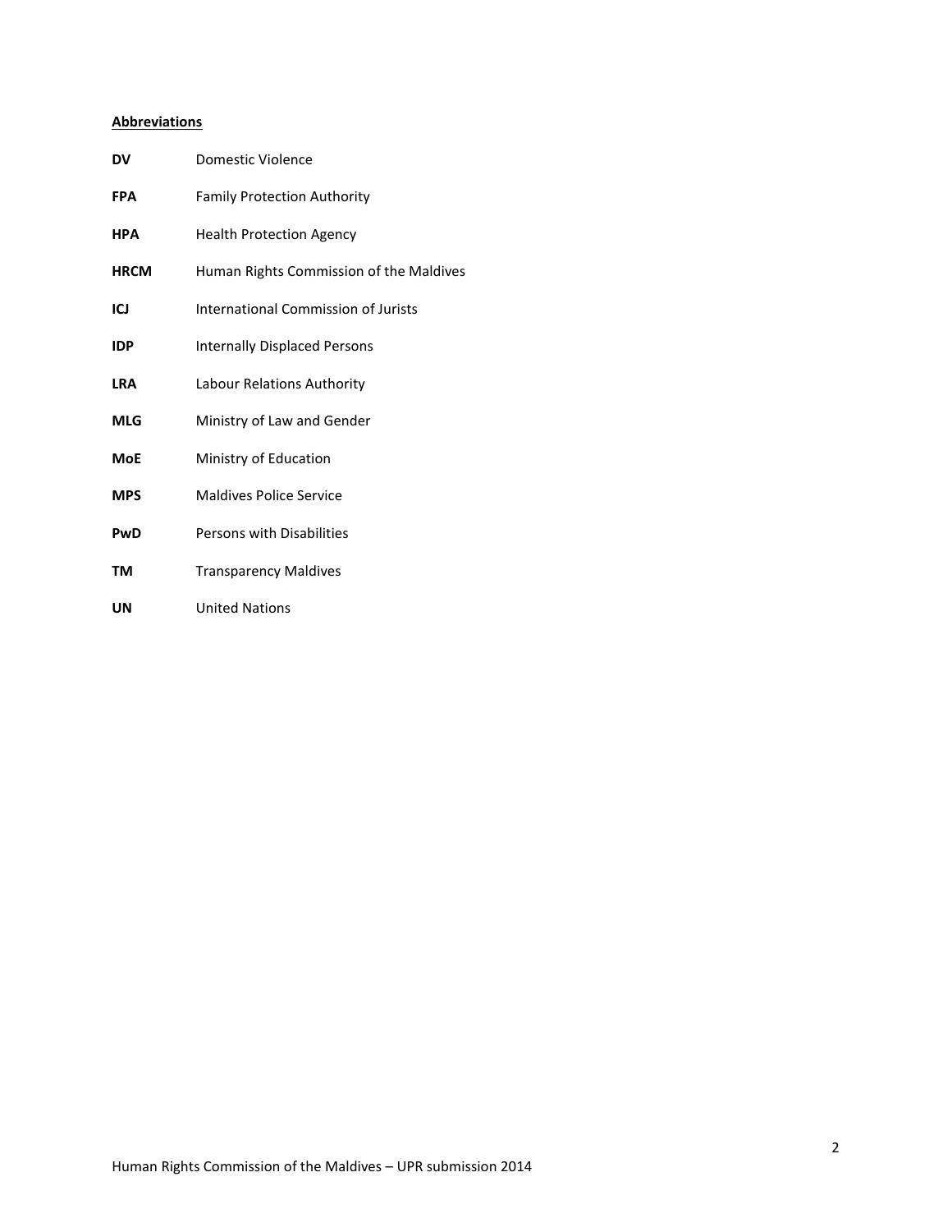**Abbreviations**

| | |
|---|---|
| **DV** | Domestic Violence |
| **FPA** | Family Protection Authority |
| **HPA** | Health Protection Agency |
| **HRCM** | Human Rights Commission of the Maldives |
| **ICJ** | International Commission of Jurists |
| **IDP** | Internally Displaced Persons |
| **LRA** | Labour Relations Authority |
| **MLG** | Ministry of Law and Gender |
| **MoE** | Ministry of Education |
| **MPS** | Maldives Police Service |
| **PwD** | Persons with Disabilities |
| **TM** | Transparency Maldives |
| **UN** | United Nations |